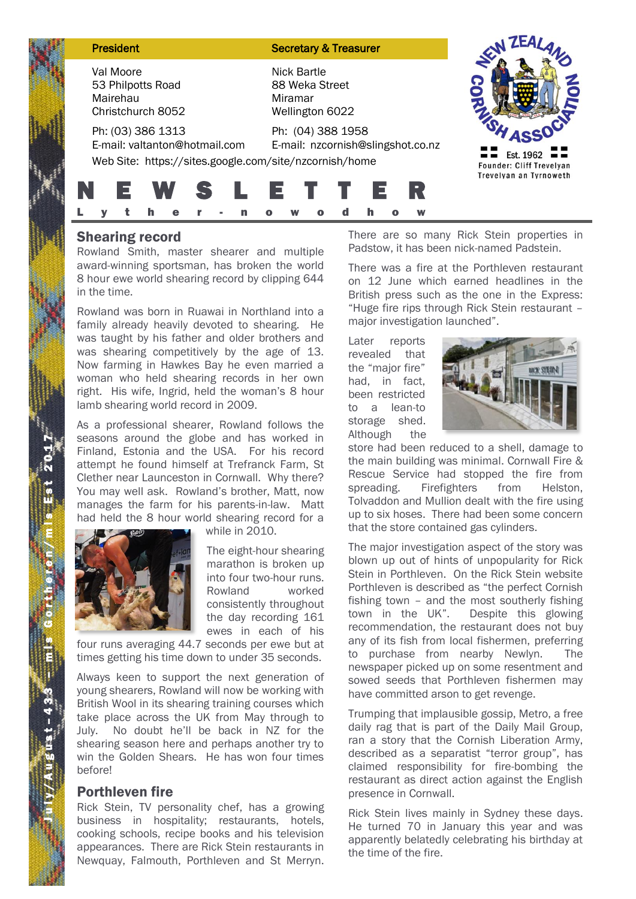| President | Secretary & Treasurer |
| --- | --- |
| Val Moore<br>53 Philpotts Road<br>Mairehau<br>Christchurch 8052 | Nick Bartle<br>88 Weka Street<br>Miramar<br>Wellington 6022 |
| Ph: (03) 386 1313<br>E-mail: valtanton@hotmail.com | Ph: (04) 388 1958<br>E-mail: nzcornish@slingshot.co.nz |

Web Site: https://sites.google.com/site/nzcornish/home

New Zealand Cornish Association
Est. 1962
Founder: Cliff Trevelyan
Trevelyan an Tyrnoweth

# NEWSLETTER

Lyther-nowodhow

July/August – 433 – m/s Gortheren/m/s Est 2017

## Shearing record

Rowland Smith, master shearer and multiple award-winning sportsman, has broken the world 8 hour ewe world shearing record by clipping 644 in the time.

Rowland was born in Ruawai in Northland into a family already heavily devoted to shearing. He was taught by his father and older brothers and was shearing competitively by the age of 13. Now farming in Hawkes Bay he even married a woman who held shearing records in her own right. His wife, Ingrid, held the woman's 8 hour lamb shearing world record in 2009.

As a professional shearer, Rowland follows the seasons around the globe and has worked in Finland, Estonia and the USA. For his record attempt he found himself at Trefranck Farm, St Clether near Launceston in Cornwall. Why there? You may well ask. Rowland's brother, Matt, now manages the farm for his parents-in-law. Matt had held the 8 hour world shearing record for a while in 2010.

The eight-hour shearing marathon is broken up into four two-hour runs. Rowland worked consistently throughout the day recording 161 ewes in each of his four runs averaging 44.7 seconds per ewe but at times getting his time down to under 35 seconds.

Always keen to support the next generation of young shearers, Rowland will now be working with British Wool in its shearing training courses which take place across the UK from May through to July. No doubt he'll be back in NZ for the shearing season here and perhaps another try to win the Golden Shears. He has won four times before!

## Porthleven fire

Rick Stein, TV personality chef, has a growing business in hospitality; restaurants, hotels, cooking schools, recipe books and his television appearances. There are Rick Stein restaurants in Newquay, Falmouth, Porthleven and St Merryn. There are so many Rick Stein properties in Padstow, it has been nick-named Padstein.

There was a fire at the Porthleven restaurant on 12 June which earned headlines in the British press such as the one in the Express: "Huge fire rips through Rick Stein restaurant – major investigation launched".

Later reports revealed that the "major fire" had, in fact, been restricted to a lean-to storage shed. Although the store had been reduced to a shell, damage to the main building was minimal. Cornwall Fire & Rescue Service had stopped the fire from spreading. Firefighters from Helston, Tolvaddon and Mullion dealt with the fire using up to six hoses. There had been some concern that the store contained gas cylinders.

The major investigation aspect of the story was blown up out of hints of unpopularity for Rick Stein in Porthleven. On the Rick Stein website Porthleven is described as "the perfect Cornish fishing town – and the most southerly fishing town in the UK". Despite this glowing recommendation, the restaurant does not buy any of its fish from local fishermen, preferring to purchase from nearby Newlyn. The newspaper picked up on some resentment and sowed seeds that Porthleven fishermen may have committed arson to get revenge.

Trumping that implausible gossip, Metro, a free daily rag that is part of the Daily Mail Group, ran a story that the Cornish Liberation Army, described as a separatist "terror group", has claimed responsibility for fire-bombing the restaurant as direct action against the English presence in Cornwall.

Rick Stein lives mainly in Sydney these days. He turned 70 in January this year and was apparently belatedly celebrating his birthday at the time of the fire.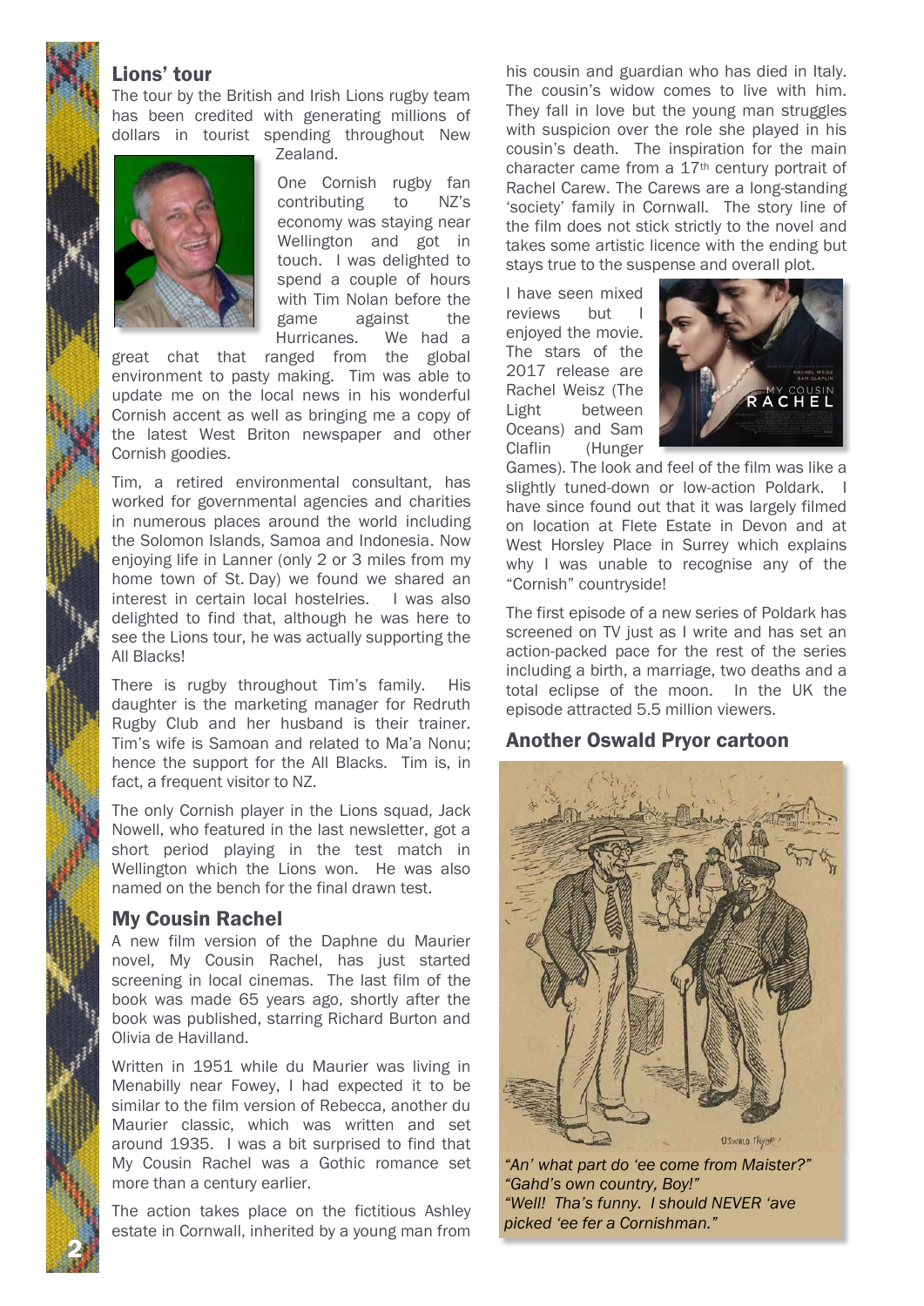## Lions' tour

The tour by the British and Irish Lions rugby team has been credited with generating millions of dollars in tourist spending throughout New Zealand.

One Cornish rugby fan contributing to NZ's economy was staying near Wellington and got in touch. I was delighted to spend a couple of hours with Tim Nolan before the game against the Hurricanes. We had a great chat that ranged from the global environment to pasty making. Tim was able to update me on the local news in his wonderful Cornish accent as well as bringing me a copy of the latest West Briton newspaper and other Cornish goodies.

Tim, a retired environmental consultant, has worked for governmental agencies and charities in numerous places around the world including the Solomon Islands, Samoa and Indonesia. Now enjoying life in Lanner (only 2 or 3 miles from my home town of St. Day) we found we shared an interest in certain local hostelries. I was also delighted to find that, although he was here to see the Lions tour, he was actually supporting the All Blacks!

There is rugby throughout Tim's family. His daughter is the marketing manager for Redruth Rugby Club and her husband is their trainer. Tim's wife is Samoan and related to Ma'a Nonu; hence the support for the All Blacks. Tim is, in fact, a frequent visitor to NZ.

The only Cornish player in the Lions squad, Jack Nowell, who featured in the last newsletter, got a short period playing in the test match in Wellington which the Lions won. He was also named on the bench for the final drawn test.

## My Cousin Rachel

A new film version of the Daphne du Maurier novel, My Cousin Rachel, has just started screening in local cinemas. The last film of the book was made 65 years ago, shortly after the book was published, starring Richard Burton and Olivia de Havilland.

Written in 1951 while du Maurier was living in Menabilly near Fowey, I had expected it to be similar to the film version of Rebecca, another du Maurier classic, which was written and set around 1935. I was a bit surprised to find that My Cousin Rachel was a Gothic romance set more than a century earlier.

The action takes place on the fictitious Ashley estate in Cornwall, inherited by a young man from his cousin and guardian who has died in Italy. The cousin's widow comes to live with him. They fall in love but the young man struggles with suspicion over the role she played in his cousin's death. The inspiration for the main character came from a 17th century portrait of Rachel Carew. The Carews are a long-standing 'society' family in Cornwall. The story line of the film does not stick strictly to the novel and takes some artistic licence with the ending but stays true to the suspense and overall plot.

I have seen mixed reviews but I enjoyed the movie. The stars of the 2017 release are Rachel Weisz (The Light between Oceans) and Sam Claflin (Hunger Games). The look and feel of the film was like a slightly tuned-down or low-action Poldark. I have since found out that it was largely filmed on location at Flete Estate in Devon and at West Horsley Place in Surrey which explains why I was unable to recognise any of the "Cornish" countryside!

The first episode of a new series of Poldark has screened on TV just as I write and has set an action-packed pace for the rest of the series including a birth, a marriage, two deaths and a total eclipse of the moon. In the UK the episode attracted 5.5 million viewers.

## Another Oswald Pryor cartoon

*"An' what part do 'ee come from Maister?"*
*"Gahd's own country, Boy!"*
*"Well! Tha's funny. I should NEVER 'ave picked 'ee fer a Cornishman."*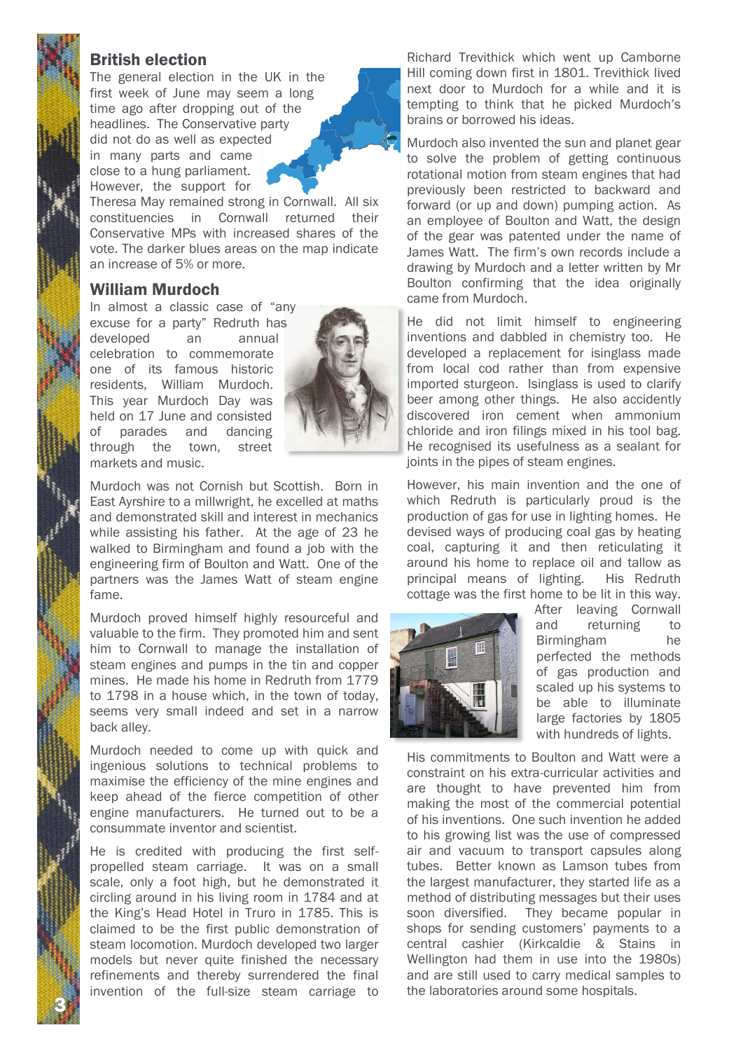## British election

The general election in the UK in the first week of June may seem a long time ago after dropping out of the headlines. The Conservative party did not do as well as expected in many parts and came close to a hung parliament. However, the support for Theresa May remained strong in Cornwall. All six constituencies in Cornwall returned their Conservative MPs with increased shares of the vote. The darker blues areas on the map indicate an increase of 5% or more.

## William Murdoch

In almost a classic case of "any excuse for a party" Redruth has developed an annual celebration to commemorate one of its famous historic residents, William Murdoch. This year Murdoch Day was held on 17 June and consisted of parades and dancing through the town, street markets and music.

Murdoch was not Cornish but Scottish. Born in East Ayrshire to a millwright, he excelled at maths and demonstrated skill and interest in mechanics while assisting his father. At the age of 23 he walked to Birmingham and found a job with the engineering firm of Boulton and Watt. One of the partners was the James Watt of steam engine fame.

Murdoch proved himself highly resourceful and valuable to the firm. They promoted him and sent him to Cornwall to manage the installation of steam engines and pumps in the tin and copper mines. He made his home in Redruth from 1779 to 1798 in a house which, in the town of today, seems very small indeed and set in a narrow back alley.

Murdoch needed to come up with quick and ingenious solutions to technical problems to maximise the efficiency of the mine engines and keep ahead of the fierce competition of other engine manufacturers. He turned out to be a consummate inventor and scientist.

He is credited with producing the first self-propelled steam carriage. It was on a small scale, only a foot high, but he demonstrated it circling around in his living room in 1784 and at the King's Head Hotel in Truro in 1785. This is claimed to be the first public demonstration of steam locomotion. Murdoch developed two larger models but never quite finished the necessary refinements and thereby surrendered the final invention of the full-size steam carriage to Richard Trevithick which went up Camborne Hill coming down first in 1801. Trevithick lived next door to Murdoch for a while and it is tempting to think that he picked Murdoch's brains or borrowed his ideas.

Murdoch also invented the sun and planet gear to solve the problem of getting continuous rotational motion from steam engines that had previously been restricted to backward and forward (or up and down) pumping action. As an employee of Boulton and Watt, the design of the gear was patented under the name of James Watt. The firm's own records include a drawing by Murdoch and a letter written by Mr Boulton confirming that the idea originally came from Murdoch.

He did not limit himself to engineering inventions and dabbled in chemistry too. He developed a replacement for isinglass made from local cod rather than from expensive imported sturgeon. Isinglass is used to clarify beer among other things. He also accidently discovered iron cement when ammonium chloride and iron filings mixed in his tool bag. He recognised its usefulness as a sealant for joints in the pipes of steam engines.

However, his main invention and the one of which Redruth is particularly proud is the production of gas for use in lighting homes. He devised ways of producing coal gas by heating coal, capturing it and then reticulating it around his home to replace oil and tallow as principal means of lighting. His Redruth cottage was the first home to be lit in this way.

After leaving Cornwall and returning to Birmingham he perfected the methods of gas production and scaled up his systems to be able to illuminate large factories by 1805 with hundreds of lights.

His commitments to Boulton and Watt were a constraint on his extra-curricular activities and are thought to have prevented him from making the most of the commercial potential of his inventions. One such invention he added to his growing list was the use of compressed air and vacuum to transport capsules along tubes. Better known as Lamson tubes from the largest manufacturer, they started life as a method of distributing messages but their uses soon diversified. They became popular in shops for sending customers' payments to a central cashier (Kirkcaldie & Stains in Wellington had them in use into the 1980s) and are still used to carry medical samples to the laboratories around some hospitals.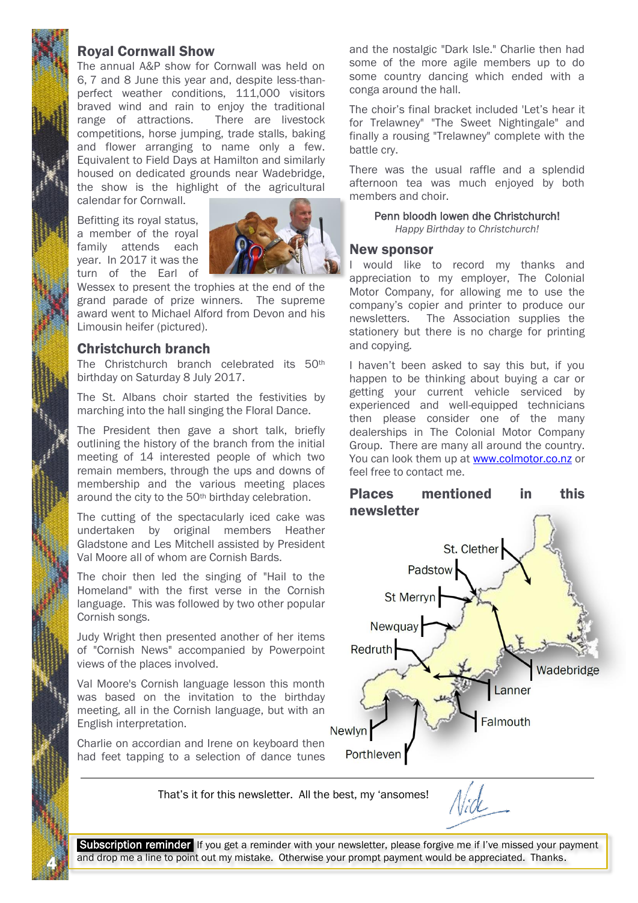## Royal Cornwall Show

The annual A&P show for Cornwall was held on 6, 7 and 8 June this year and, despite less-than-perfect weather conditions, 111,000 visitors braved wind and rain to enjoy the traditional range of attractions. There are livestock competitions, horse jumping, trade stalls, baking and flower arranging to name only a few. Equivalent to Field Days at Hamilton and similarly housed on dedicated grounds near Wadebridge, the show is the highlight of the agricultural calendar for Cornwall.

Befitting its royal status, a member of the royal family attends each year. In 2017 it was the turn of the Earl of Wessex to present the trophies at the end of the grand parade of prize winners. The supreme award went to Michael Alford from Devon and his Limousin heifer (pictured).

## Christchurch branch

The Christchurch branch celebrated its 50th birthday on Saturday 8 July 2017.

The St. Albans choir started the festivities by marching into the hall singing the Floral Dance.

The President then gave a short talk, briefly outlining the history of the branch from the initial meeting of 14 interested people of which two remain members, through the ups and downs of membership and the various meeting places around the city to the 50th birthday celebration.

The cutting of the spectacularly iced cake was undertaken by original members Heather Gladstone and Les Mitchell assisted by President Val Moore all of whom are Cornish Bards.

The choir then led the singing of "Hail to the Homeland" with the first verse in the Cornish language. This was followed by two other popular Cornish songs.

Judy Wright then presented another of her items of "Cornish News" accompanied by Powerpoint views of the places involved.

Val Moore's Cornish language lesson this month was based on the invitation to the birthday meeting, all in the Cornish language, but with an English interpretation.

Charlie on accordian and Irene on keyboard then had feet tapping to a selection of dance tunes and the nostalgic "Dark Isle." Charlie then had some of the more agile members up to do some country dancing which ended with a conga around the hall.

The choir's final bracket included 'Let's hear it for Trelawney" "The Sweet Nightingale" and finally a rousing "Trelawney" complete with the battle cry.

There was the usual raffle and a splendid afternoon tea was much enjoyed by both members and choir.

Penn bloodh lowen dhe Christchurch!

*Happy Birthday to Christchurch!*

## New sponsor

I would like to record my thanks and appreciation to my employer, The Colonial Motor Company, for allowing me to use the company's copier and printer to produce our newsletters. The Association supplies the stationery but there is no charge for printing and copying.

I haven't been asked to say this but, if you happen to be thinking about buying a car or getting your current vehicle serviced by experienced and well-equipped technicians then please consider one of the many dealerships in The Colonial Motor Company Group. There are many all around the country. You can look them up at www.colmotor.co.nz or feel free to contact me.

## Places mentioned in this newsletter

St. Clether
Padstow
St Merryn
Newquay
Redruth
Wadebridge
Lanner
Falmouth
Newlyn
Porthleven

That's it for this newsletter. All the best, my 'ansomes!

Nick

**Subscription reminder** If you get a reminder with your newsletter, please forgive me if I've missed your payment and drop me a line to point out my mistake. Otherwise your prompt payment would be appreciated. Thanks.